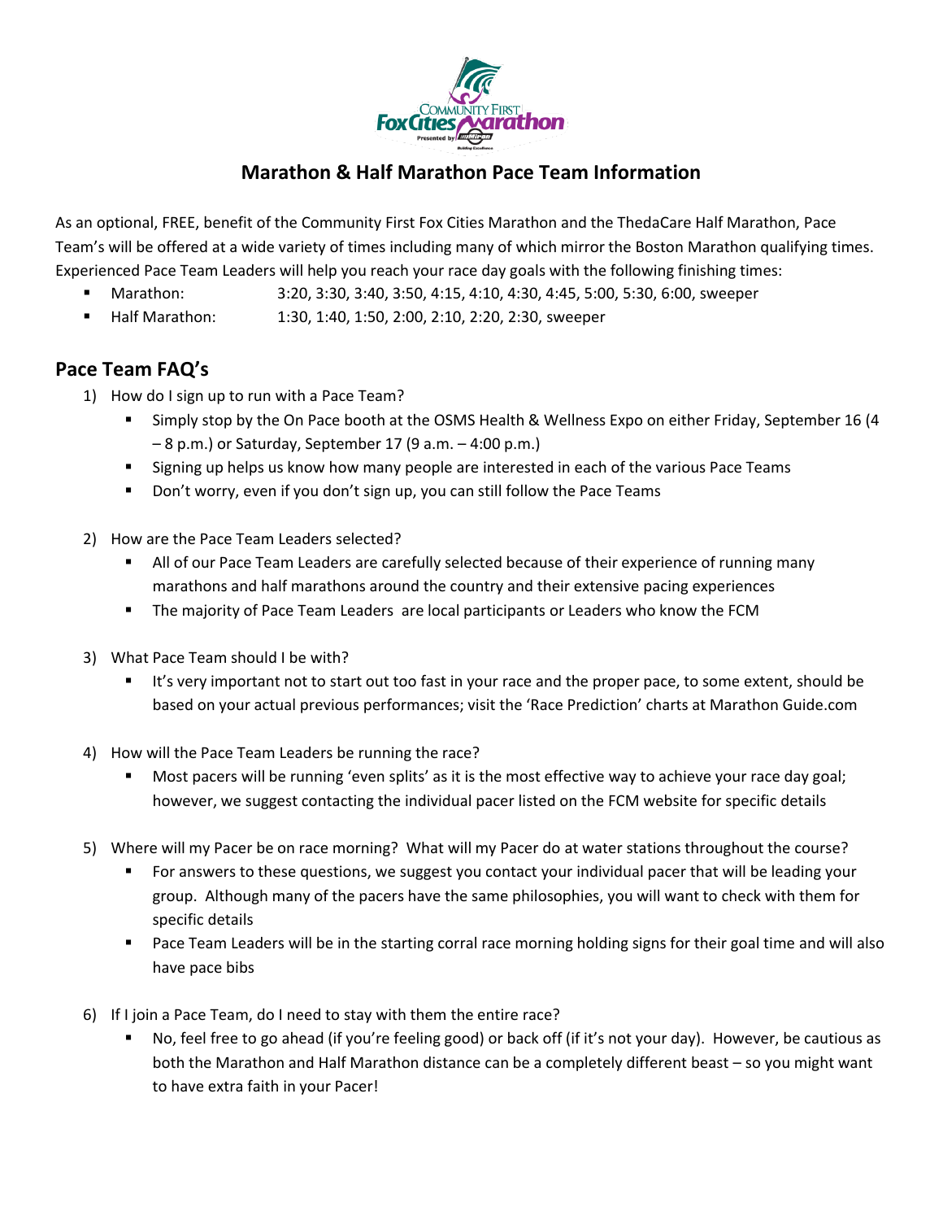## Marathon & Half Marathon Pace Team Information

As an optional, FREE, benefit of the Community First Fox Cities Marathon and the ThedaCare Half Marathon, Pace Team's will be offered at a wide variety of times including many of which mirror the Boston Marathon qualifying times. Experienced Pace Team Leaders will help you reach your race day goals with the following finishing times:

- Marathon: 3:20, 3:30, 3:40, 3:50, 4:15, 4:10, 4:30, 4:45, 5:00, 5:30, 6:00, sweeper
- Half Marathon: 1:30, 1:40, 1:50, 2:00, 2:10, 2:20, 2:30, sweeper

## Pace Team FAQ's

1) How do I sign up to run with a Pace Team?
   - Simply stop by the On Pace booth at the OSMS Health & Wellness Expo on either Friday, September 16 (4 – 8 p.m.) or Saturday, September 17 (9 a.m. – 4:00 p.m.)
   - Signing up helps us know how many people are interested in each of the various Pace Teams
   - Don't worry, even if you don't sign up, you can still follow the Pace Teams

2) How are the Pace Team Leaders selected?
   - All of our Pace Team Leaders are carefully selected because of their experience of running many marathons and half marathons around the country and their extensive pacing experiences
   - The majority of Pace Team Leaders are local participants or Leaders who know the FCM

3) What Pace Team should I be with?
   - It's very important not to start out too fast in your race and the proper pace, to some extent, should be based on your actual previous performances; visit the 'Race Prediction' charts at Marathon Guide.com

4) How will the Pace Team Leaders be running the race?
   - Most pacers will be running 'even splits' as it is the most effective way to achieve your race day goal; however, we suggest contacting the individual pacer listed on the FCM website for specific details

5) Where will my Pacer be on race morning? What will my Pacer do at water stations throughout the course?
   - For answers to these questions, we suggest you contact your individual pacer that will be leading your group. Although many of the pacers have the same philosophies, you will want to check with them for specific details
   - Pace Team Leaders will be in the starting corral race morning holding signs for their goal time and will also have pace bibs

6) If I join a Pace Team, do I need to stay with them the entire race?
   - No, feel free to go ahead (if you're feeling good) or back off (if it's not your day). However, be cautious as both the Marathon and Half Marathon distance can be a completely different beast – so you might want to have extra faith in your Pacer!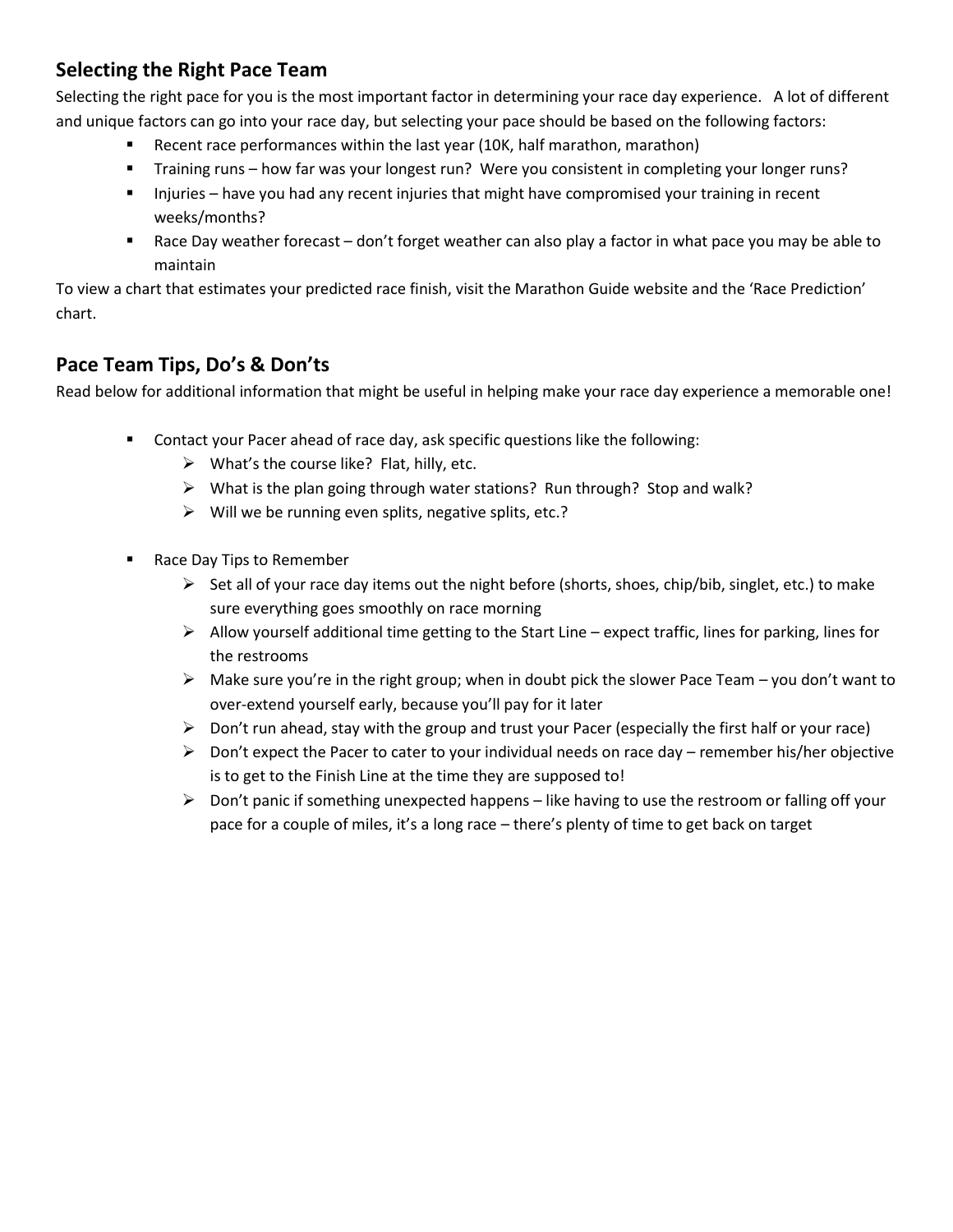## Selecting the Right Pace Team

Selecting the right pace for you is the most important factor in determining your race day experience. A lot of different and unique factors can go into your race day, but selecting your pace should be based on the following factors:

- Recent race performances within the last year (10K, half marathon, marathon)
- Training runs – how far was your longest run? Were you consistent in completing your longer runs?
- Injuries – have you had any recent injuries that might have compromised your training in recent weeks/months?
- Race Day weather forecast – don't forget weather can also play a factor in what pace you may be able to maintain

To view a chart that estimates your predicted race finish, visit the Marathon Guide website and the 'Race Prediction' chart.

## Pace Team Tips, Do's & Don'ts

Read below for additional information that might be useful in helping make your race day experience a memorable one!

- Contact your Pacer ahead of race day, ask specific questions like the following:
  - What's the course like? Flat, hilly, etc.
  - What is the plan going through water stations? Run through? Stop and walk?
  - Will we be running even splits, negative splits, etc.?

- Race Day Tips to Remember
  - Set all of your race day items out the night before (shorts, shoes, chip/bib, singlet, etc.) to make sure everything goes smoothly on race morning
  - Allow yourself additional time getting to the Start Line – expect traffic, lines for parking, lines for the restrooms
  - Make sure you're in the right group; when in doubt pick the slower Pace Team – you don't want to over-extend yourself early, because you'll pay for it later
  - Don't run ahead, stay with the group and trust your Pacer (especially the first half or your race)
  - Don't expect the Pacer to cater to your individual needs on race day – remember his/her objective is to get to the Finish Line at the time they are supposed to!
  - Don't panic if something unexpected happens – like having to use the restroom or falling off your pace for a couple of miles, it's a long race – there's plenty of time to get back on target